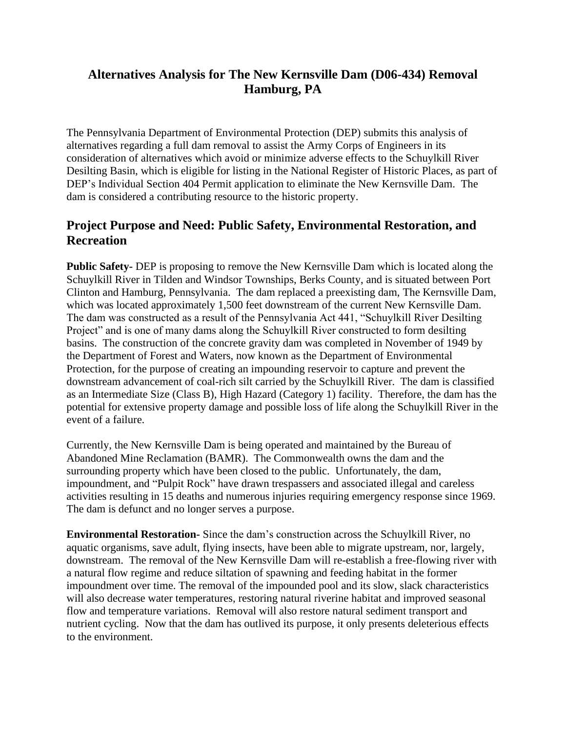# Alternatives Analysis for The New Kernsville Dam (D06-434) Removal Hamburg, PA

The Pennsylvania Department of Environmental Protection (DEP) submits this analysis of alternatives regarding a full dam removal to assist the Army Corps of Engineers in its consideration of alternatives which avoid or minimize adverse effects to the Schuylkill River Desilting Basin, which is eligible for listing in the National Register of Historic Places, as part of DEP's Individual Section 404 Permit application to eliminate the New Kernsville Dam. The dam is considered a contributing resource to the historic property.

## Project Purpose and Need: Public Safety, Environmental Restoration, and Recreation

**Public Safety-** DEP is proposing to remove the New Kernsville Dam which is located along the Schuylkill River in Tilden and Windsor Townships, Berks County, and is situated between Port Clinton and Hamburg, Pennsylvania. The dam replaced a preexisting dam, The Kernsville Dam, which was located approximately 1,500 feet downstream of the current New Kernsville Dam. The dam was constructed as a result of the Pennsylvania Act 441, "Schuylkill River Desilting Project" and is one of many dams along the Schuylkill River constructed to form desilting basins. The construction of the concrete gravity dam was completed in November of 1949 by the Department of Forest and Waters, now known as the Department of Environmental Protection, for the purpose of creating an impounding reservoir to capture and prevent the downstream advancement of coal-rich silt carried by the Schuylkill River. The dam is classified as an Intermediate Size (Class B), High Hazard (Category 1) facility. Therefore, the dam has the potential for extensive property damage and possible loss of life along the Schuylkill River in the event of a failure.

Currently, the New Kernsville Dam is being operated and maintained by the Bureau of Abandoned Mine Reclamation (BAMR). The Commonwealth owns the dam and the surrounding property which have been closed to the public. Unfortunately, the dam, impoundment, and "Pulpit Rock" have drawn trespassers and associated illegal and careless activities resulting in 15 deaths and numerous injuries requiring emergency response since 1969. The dam is defunct and no longer serves a purpose.

**Environmental Restoration-** Since the dam's construction across the Schuylkill River, no aquatic organisms, save adult, flying insects, have been able to migrate upstream, nor, largely, downstream. The removal of the New Kernsville Dam will re-establish a free-flowing river with a natural flow regime and reduce siltation of spawning and feeding habitat in the former impoundment over time. The removal of the impounded pool and its slow, slack characteristics will also decrease water temperatures, restoring natural riverine habitat and improved seasonal flow and temperature variations. Removal will also restore natural sediment transport and nutrient cycling. Now that the dam has outlived its purpose, it only presents deleterious effects to the environment.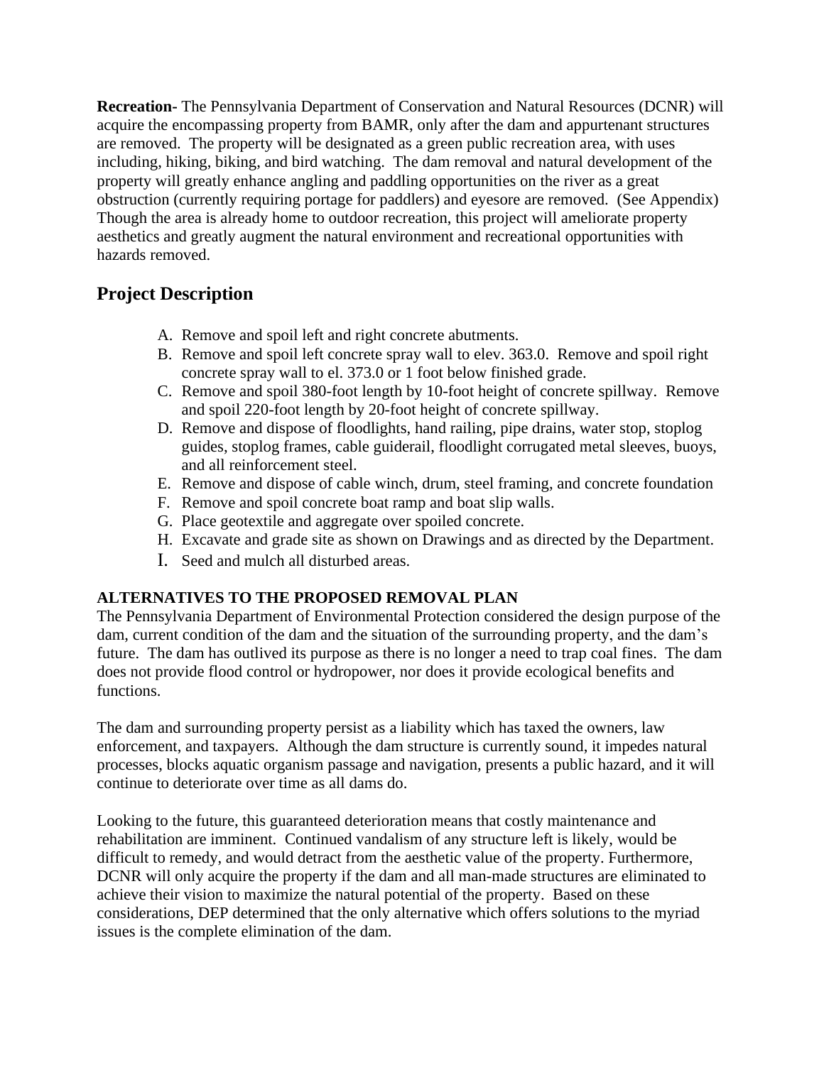**Recreation-** The Pennsylvania Department of Conservation and Natural Resources (DCNR) will acquire the encompassing property from BAMR, only after the dam and appurtenant structures are removed. The property will be designated as a green public recreation area, with uses including, hiking, biking, and bird watching. The dam removal and natural development of the property will greatly enhance angling and paddling opportunities on the river as a great obstruction (currently requiring portage for paddlers) and eyesore are removed. (See Appendix) Though the area is already home to outdoor recreation, this project will ameliorate property aesthetics and greatly augment the natural environment and recreational opportunities with hazards removed.

## Project Description

A. Remove and spoil left and right concrete abutments.
B. Remove and spoil left concrete spray wall to elev. 363.0. Remove and spoil right concrete spray wall to el. 373.0 or 1 foot below finished grade.
C. Remove and spoil 380-foot length by 10-foot height of concrete spillway. Remove and spoil 220-foot length by 20-foot height of concrete spillway.
D. Remove and dispose of floodlights, hand railing, pipe drains, water stop, stoplog guides, stoplog frames, cable guiderail, floodlight corrugated metal sleeves, buoys, and all reinforcement steel.
E. Remove and dispose of cable winch, drum, steel framing, and concrete foundation
F. Remove and spoil concrete boat ramp and boat slip walls.
G. Place geotextile and aggregate over spoiled concrete.
H. Excavate and grade site as shown on Drawings and as directed by the Department.
I. Seed and mulch all disturbed areas.

**ALTERNATIVES TO THE PROPOSED REMOVAL PLAN**

The Pennsylvania Department of Environmental Protection considered the design purpose of the dam, current condition of the dam and the situation of the surrounding property, and the dam's future. The dam has outlived its purpose as there is no longer a need to trap coal fines. The dam does not provide flood control or hydropower, nor does it provide ecological benefits and functions.

The dam and surrounding property persist as a liability which has taxed the owners, law enforcement, and taxpayers. Although the dam structure is currently sound, it impedes natural processes, blocks aquatic organism passage and navigation, presents a public hazard, and it will continue to deteriorate over time as all dams do.

Looking to the future, this guaranteed deterioration means that costly maintenance and rehabilitation are imminent. Continued vandalism of any structure left is likely, would be difficult to remedy, and would detract from the aesthetic value of the property. Furthermore, DCNR will only acquire the property if the dam and all man-made structures are eliminated to achieve their vision to maximize the natural potential of the property. Based on these considerations, DEP determined that the only alternative which offers solutions to the myriad issues is the complete elimination of the dam.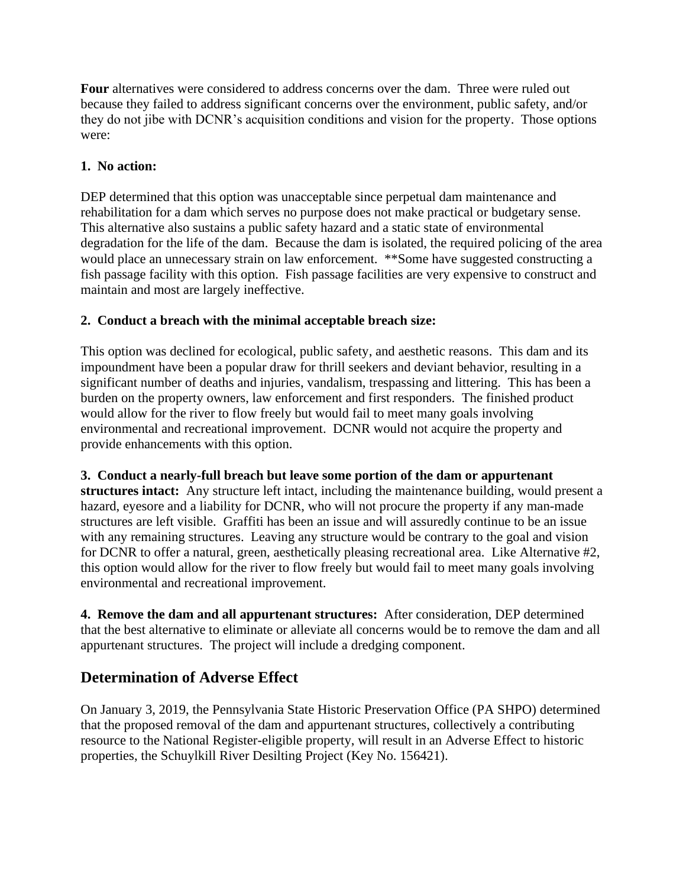**Four** alternatives were considered to address concerns over the dam. Three were ruled out because they failed to address significant concerns over the environment, public safety, and/or they do not jibe with DCNR's acquisition conditions and vision for the property. Those options were:

**1. No action:**

DEP determined that this option was unacceptable since perpetual dam maintenance and rehabilitation for a dam which serves no purpose does not make practical or budgetary sense. This alternative also sustains a public safety hazard and a static state of environmental degradation for the life of the dam. Because the dam is isolated, the required policing of the area would place an unnecessary strain on law enforcement. **Some have suggested constructing a fish passage facility with this option. Fish passage facilities are very expensive to construct and maintain and most are largely ineffective.

**2. Conduct a breach with the minimal acceptable breach size:**

This option was declined for ecological, public safety, and aesthetic reasons. This dam and its impoundment have been a popular draw for thrill seekers and deviant behavior, resulting in a significant number of deaths and injuries, vandalism, trespassing and littering. This has been a burden on the property owners, law enforcement and first responders. The finished product would allow for the river to flow freely but would fail to meet many goals involving environmental and recreational improvement. DCNR would not acquire the property and provide enhancements with this option.

**3. Conduct a nearly-full breach but leave some portion of the dam or appurtenant structures intact:** Any structure left intact, including the maintenance building, would present a hazard, eyesore and a liability for DCNR, who will not procure the property if any man-made structures are left visible. Graffiti has been an issue and will assuredly continue to be an issue with any remaining structures. Leaving any structure would be contrary to the goal and vision for DCNR to offer a natural, green, aesthetically pleasing recreational area. Like Alternative #2, this option would allow for the river to flow freely but would fail to meet many goals involving environmental and recreational improvement.

**4. Remove the dam and all appurtenant structures:** After consideration, DEP determined that the best alternative to eliminate or alleviate all concerns would be to remove the dam and all appurtenant structures. The project will include a dredging component.

## Determination of Adverse Effect

On January 3, 2019, the Pennsylvania State Historic Preservation Office (PA SHPO) determined that the proposed removal of the dam and appurtenant structures, collectively a contributing resource to the National Register-eligible property, will result in an Adverse Effect to historic properties, the Schuylkill River Desilting Project (Key No. 156421).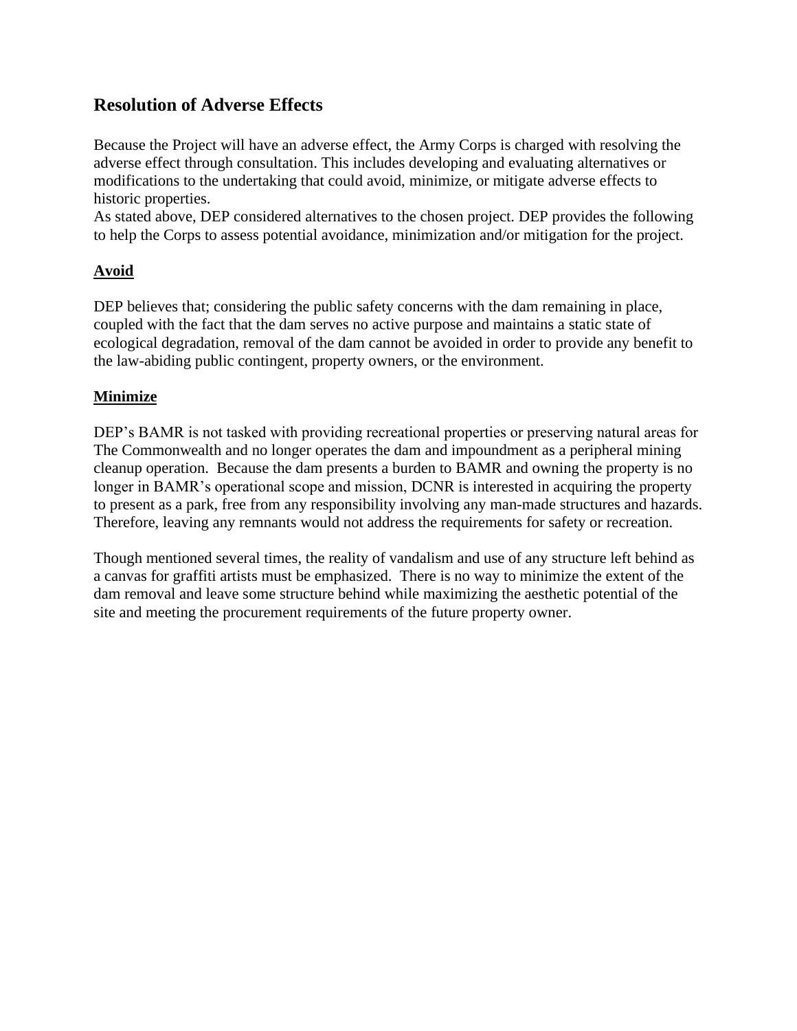## Resolution of Adverse Effects

Because the Project will have an adverse effect, the Army Corps is charged with resolving the adverse effect through consultation. This includes developing and evaluating alternatives or modifications to the undertaking that could avoid, minimize, or mitigate adverse effects to historic properties.
As stated above, DEP considered alternatives to the chosen project. DEP provides the following to help the Corps to assess potential avoidance, minimization and/or mitigation for the project.

**Avoid**

DEP believes that; considering the public safety concerns with the dam remaining in place, coupled with the fact that the dam serves no active purpose and maintains a static state of ecological degradation, removal of the dam cannot be avoided in order to provide any benefit to the law-abiding public contingent, property owners, or the environment.

**Minimize**

DEP's BAMR is not tasked with providing recreational properties or preserving natural areas for The Commonwealth and no longer operates the dam and impoundment as a peripheral mining cleanup operation. Because the dam presents a burden to BAMR and owning the property is no longer in BAMR's operational scope and mission, DCNR is interested in acquiring the property to present as a park, free from any responsibility involving any man-made structures and hazards. Therefore, leaving any remnants would not address the requirements for safety or recreation.

Though mentioned several times, the reality of vandalism and use of any structure left behind as a canvas for graffiti artists must be emphasized. There is no way to minimize the extent of the dam removal and leave some structure behind while maximizing the aesthetic potential of the site and meeting the procurement requirements of the future property owner.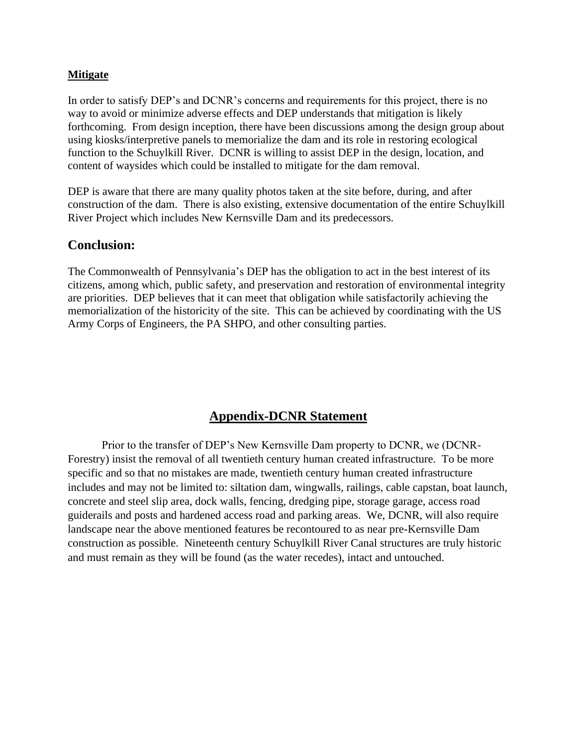**Mitigate**

In order to satisfy DEP's and DCNR's concerns and requirements for this project, there is no way to avoid or minimize adverse effects and DEP understands that mitigation is likely forthcoming. From design inception, there have been discussions among the design group about using kiosks/interpretive panels to memorialize the dam and its role in restoring ecological function to the Schuylkill River. DCNR is willing to assist DEP in the design, location, and content of waysides which could be installed to mitigate for the dam removal.

DEP is aware that there are many quality photos taken at the site before, during, and after construction of the dam. There is also existing, extensive documentation of the entire Schuylkill River Project which includes New Kernsville Dam and its predecessors.

## Conclusion:

The Commonwealth of Pennsylvania's DEP has the obligation to act in the best interest of its citizens, among which, public safety, and preservation and restoration of environmental integrity are priorities. DEP believes that it can meet that obligation while satisfactorily achieving the memorialization of the historicity of the site. This can be achieved by coordinating with the US Army Corps of Engineers, the PA SHPO, and other consulting parties.

## Appendix-DCNR Statement

Prior to the transfer of DEP's New Kernsville Dam property to DCNR, we (DCNR-Forestry) insist the removal of all twentieth century human created infrastructure. To be more specific and so that no mistakes are made, twentieth century human created infrastructure includes and may not be limited to: siltation dam, wingwalls, railings, cable capstan, boat launch, concrete and steel slip area, dock walls, fencing, dredging pipe, storage garage, access road guiderails and posts and hardened access road and parking areas. We, DCNR, will also require landscape near the above mentioned features be recontoured to as near pre-Kernsville Dam construction as possible. Nineteenth century Schuylkill River Canal structures are truly historic and must remain as they will be found (as the water recedes), intact and untouched.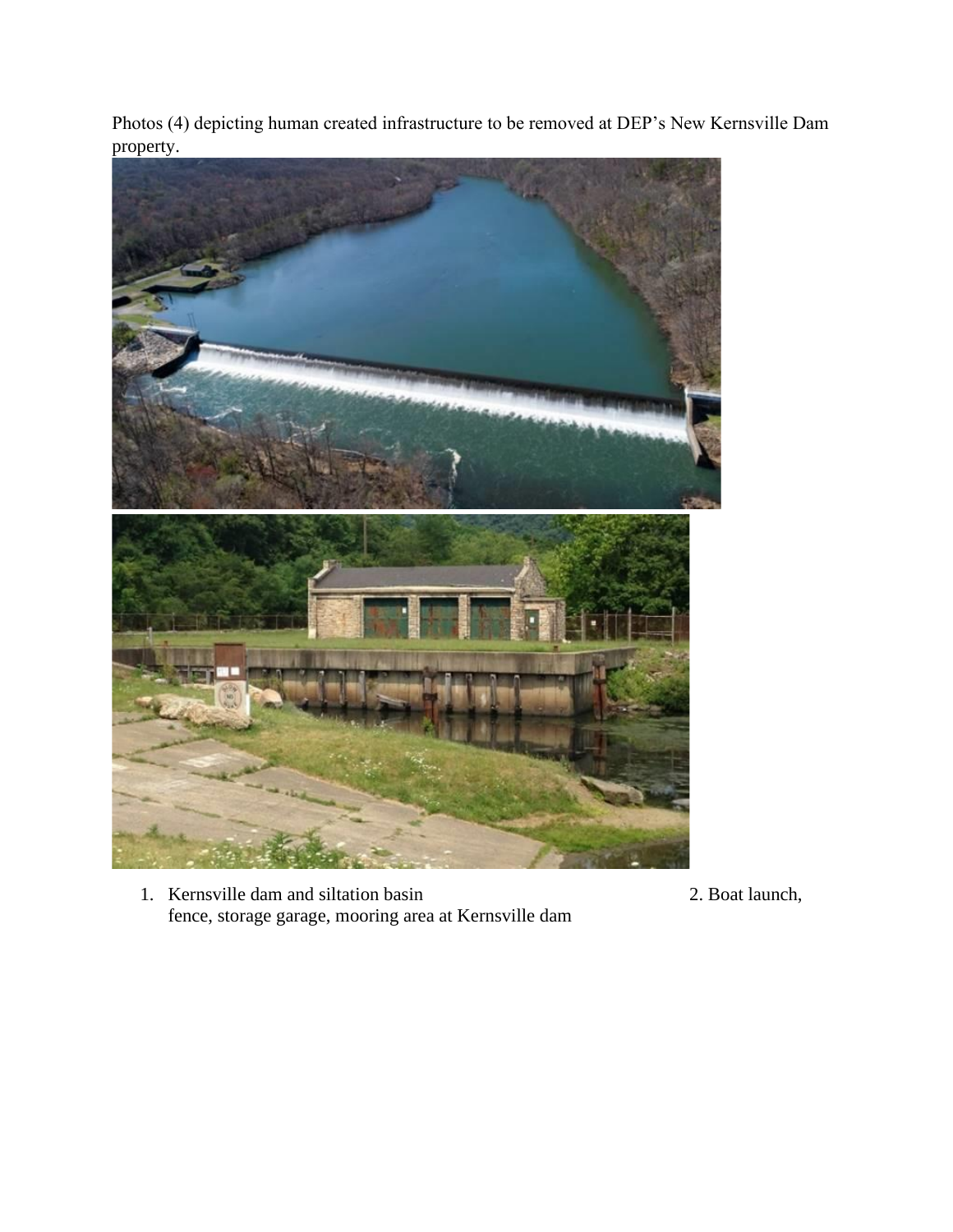Photos (4) depicting human created infrastructure to be removed at DEP's New Kernsville Dam property.

1. Kernsville dam and siltation basin
2. Boat launch, fence, storage garage, mooring area at Kernsville dam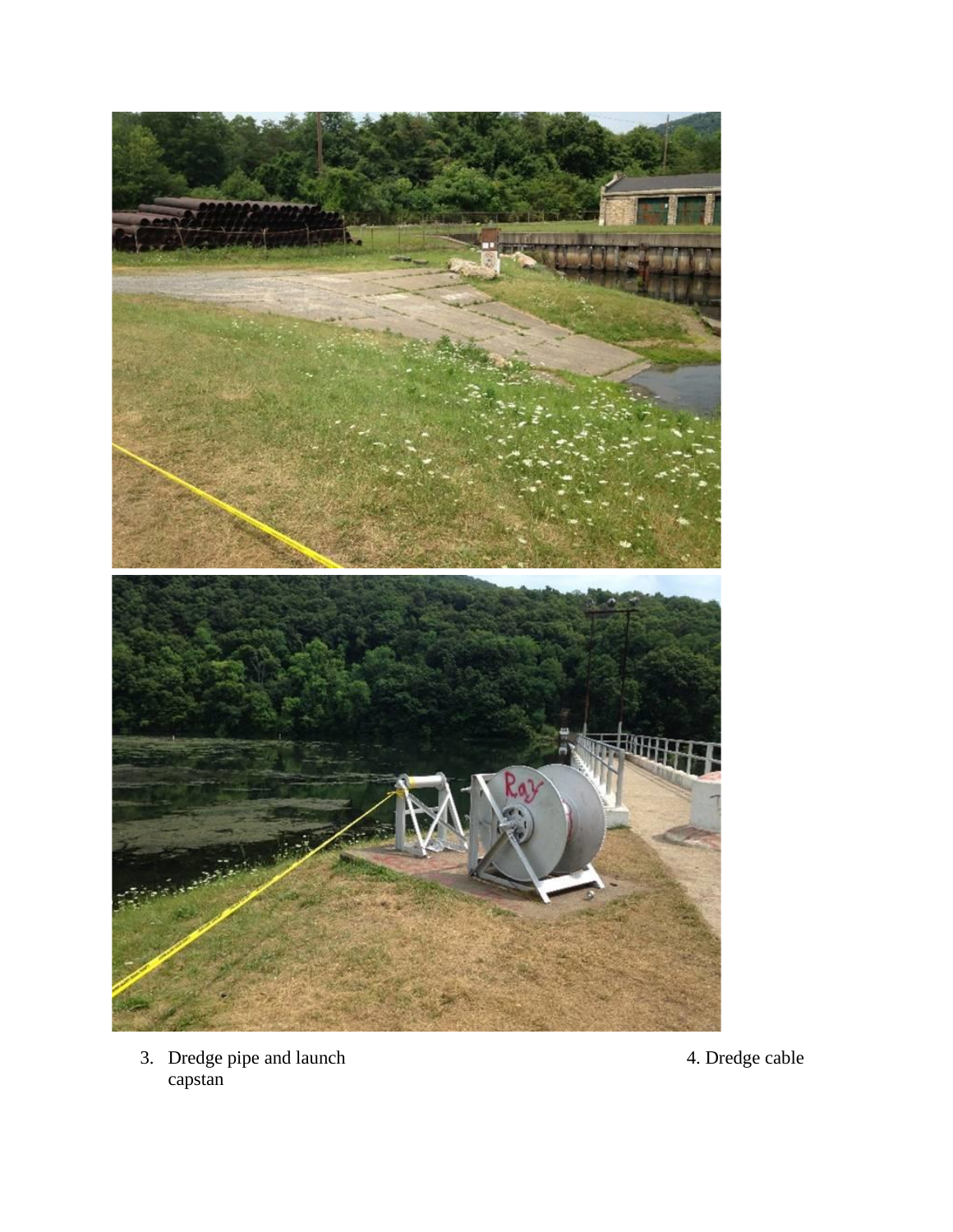3. Dredge pipe and launch capstan

4. Dredge cable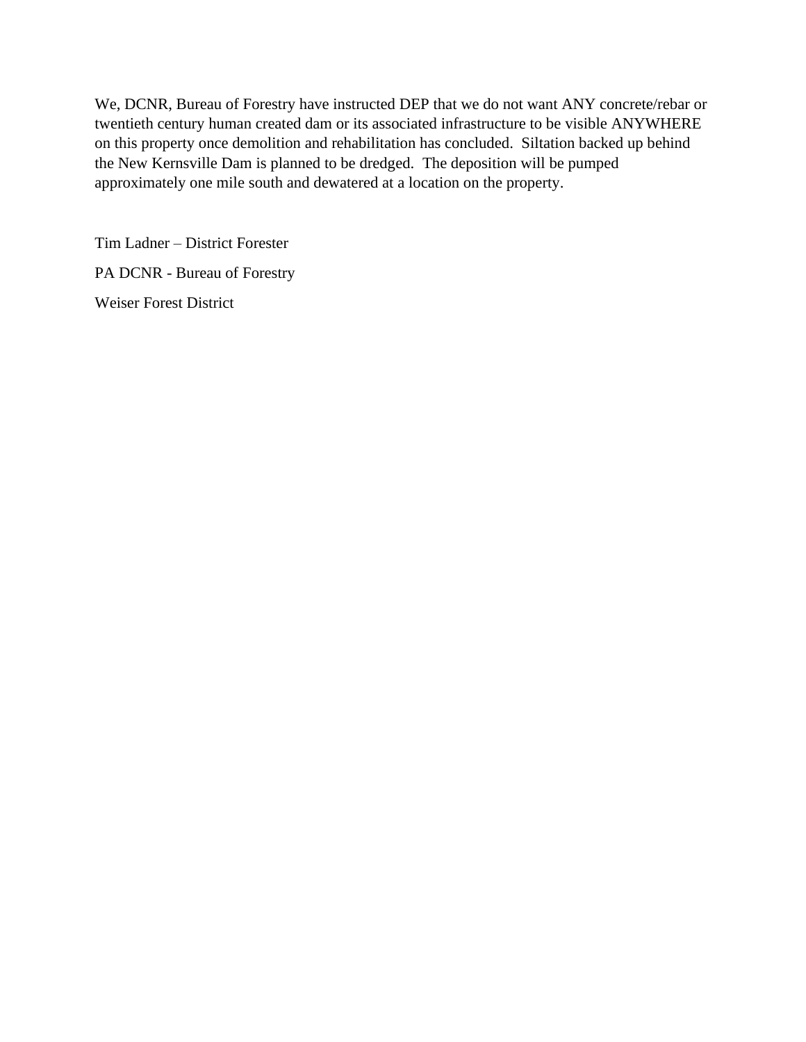We, DCNR, Bureau of Forestry have instructed DEP that we do not want ANY concrete/rebar or twentieth century human created dam or its associated infrastructure to be visible ANYWHERE on this property once demolition and rehabilitation has concluded. Siltation backed up behind the New Kernsville Dam is planned to be dredged. The deposition will be pumped approximately one mile south and dewatered at a location on the property.

Tim Ladner – District Forester

PA DCNR - Bureau of Forestry

Weiser Forest District